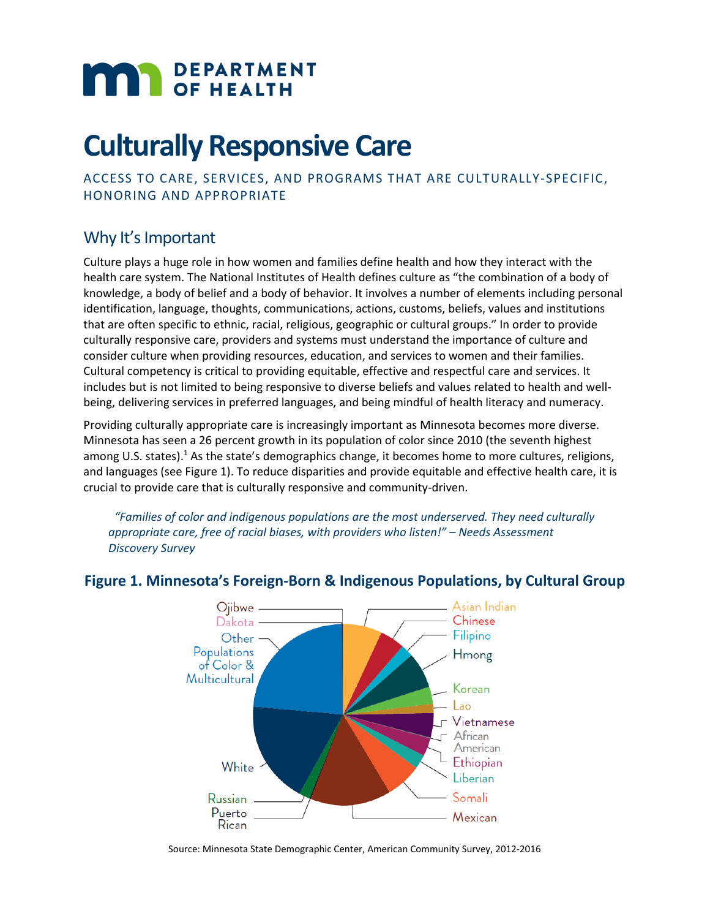# Culturally Responsive Care

ACCESS TO CARE, SERVICES, AND PROGRAMS THAT ARE CULTURALLY-SPECIFIC, HONORING AND APPROPRIATE

## Why It's Important

Culture plays a huge role in how women and families define health and how they interact with the health care system. The National Institutes of Health defines culture as "the combination of a body of knowledge, a body of belief and a body of behavior. It involves a number of elements including personal identification, language, thoughts, communications, actions, customs, beliefs, values and institutions that are often specific to ethnic, racial, religious, geographic or cultural groups." In order to provide culturally responsive care, providers and systems must understand the importance of culture and consider culture when providing resources, education, and services to women and their families. Cultural competency is critical to providing equitable, effective and respectful care and services. It includes but is not limited to being responsive to diverse beliefs and values related to health and well-being, delivering services in preferred languages, and being mindful of health literacy and numeracy.

Providing culturally appropriate care is increasingly important as Minnesota becomes more diverse. Minnesota has seen a 26 percent growth in its population of color since 2010 (the seventh highest among U.S. states).[1] As the state's demographics change, it becomes home to more cultures, religions, and languages (see Figure 1). To reduce disparities and provide equitable and effective health care, it is crucial to provide care that is culturally responsive and community-driven.

> *"Families of color and indigenous populations are the most underserved. They need culturally appropriate care, free of racial biases, with providers who listen!" – Needs Assessment Discovery Survey*

### Figure 1. Minnesota's Foreign-Born & Indigenous Populations, by Cultural Group

Ojibwe, Dakota, Other Populations of Color & Multicultural, White, Russian, Puerto Rican, Asian Indian, Chinese, Filipino, Hmong, Korean, Lao, Vietnamese, African American, Ethiopian, Liberian, Somali, Mexican

Source: Minnesota State Demographic Center, American Community Survey, 2012-2016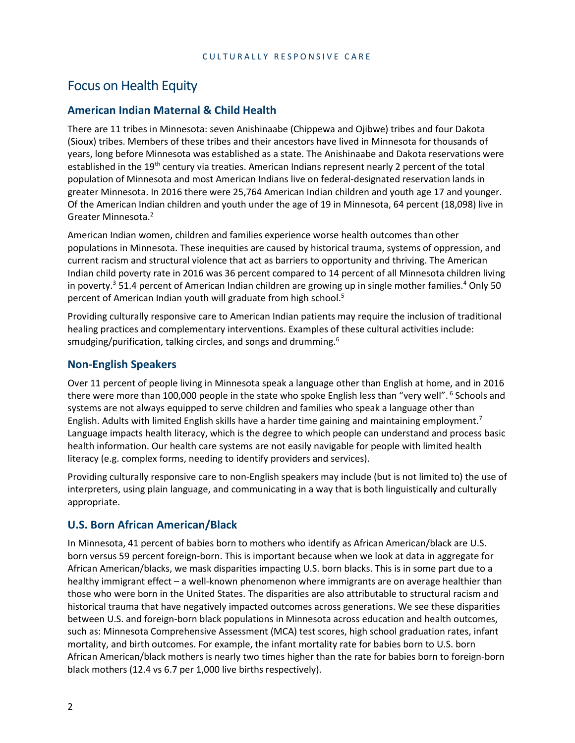# Focus on Health Equity

## American Indian Maternal & Child Health

There are 11 tribes in Minnesota: seven Anishinaabe (Chippewa and Ojibwe) tribes and four Dakota (Sioux) tribes. Members of these tribes and their ancestors have lived in Minnesota for thousands of years, long before Minnesota was established as a state. The Anishinaabe and Dakota reservations were established in the 19th century via treaties. American Indians represent nearly 2 percent of the total population of Minnesota and most American Indians live on federal-designated reservation lands in greater Minnesota. In 2016 there were 25,764 American Indian children and youth age 17 and younger. Of the American Indian children and youth under the age of 19 in Minnesota, 64 percent (18,098) live in Greater Minnesota.[2]

American Indian women, children and families experience worse health outcomes than other populations in Minnesota. These inequities are caused by historical trauma, systems of oppression, and current racism and structural violence that act as barriers to opportunity and thriving. The American Indian child poverty rate in 2016 was 36 percent compared to 14 percent of all Minnesota children living in poverty.[3] 51.4 percent of American Indian children are growing up in single mother families.[4] Only 50 percent of American Indian youth will graduate from high school.[5]

Providing culturally responsive care to American Indian patients may require the inclusion of traditional healing practices and complementary interventions. Examples of these cultural activities include: smudging/purification, talking circles, and songs and drumming.[6]

## Non-English Speakers

Over 11 percent of people living in Minnesota speak a language other than English at home, and in 2016 there were more than 100,000 people in the state who spoke English less than "very well". [6] Schools and systems are not always equipped to serve children and families who speak a language other than English. Adults with limited English skills have a harder time gaining and maintaining employment.[7] Language impacts health literacy, which is the degree to which people can understand and process basic health information. Our health care systems are not easily navigable for people with limited health literacy (e.g. complex forms, needing to identify providers and services).

Providing culturally responsive care to non-English speakers may include (but is not limited to) the use of interpreters, using plain language, and communicating in a way that is both linguistically and culturally appropriate.

## U.S. Born African American/Black

In Minnesota, 41 percent of babies born to mothers who identify as African American/black are U.S. born versus 59 percent foreign-born. This is important because when we look at data in aggregate for African American/blacks, we mask disparities impacting U.S. born blacks. This is in some part due to a healthy immigrant effect – a well-known phenomenon where immigrants are on average healthier than those who were born in the United States. The disparities are also attributable to structural racism and historical trauma that have negatively impacted outcomes across generations. We see these disparities between U.S. and foreign-born black populations in Minnesota across education and health outcomes, such as: Minnesota Comprehensive Assessment (MCA) test scores, high school graduation rates, infant mortality, and birth outcomes. For example, the infant mortality rate for babies born to U.S. born African American/black mothers is nearly two times higher than the rate for babies born to foreign-born black mothers (12.4 vs 6.7 per 1,000 live births respectively).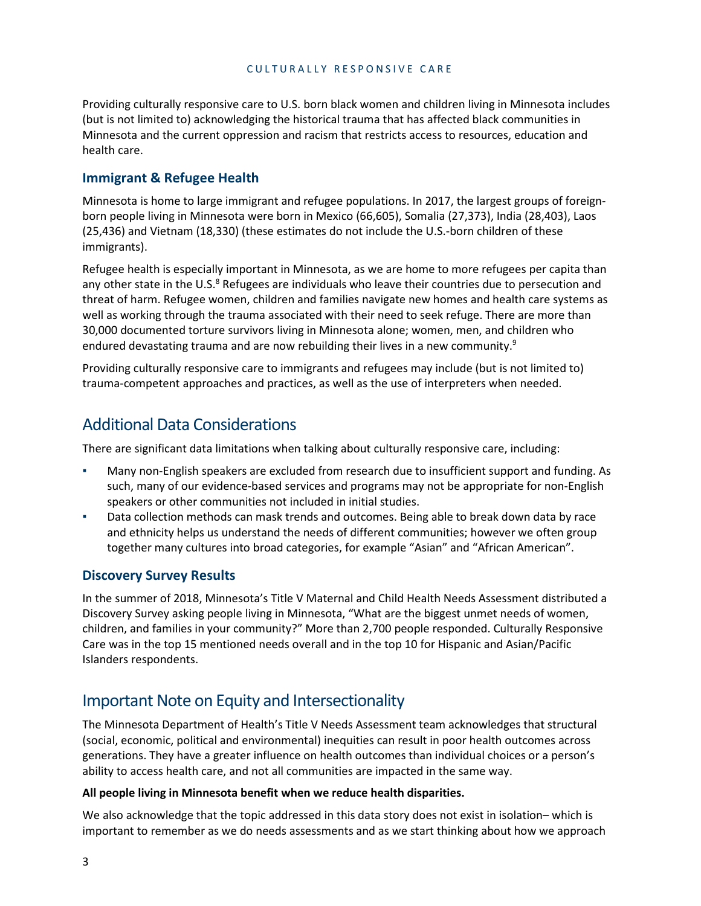Providing culturally responsive care to U.S. born black women and children living in Minnesota includes (but is not limited to) acknowledging the historical trauma that has affected black communities in Minnesota and the current oppression and racism that restricts access to resources, education and health care.

### Immigrant & Refugee Health

Minnesota is home to large immigrant and refugee populations. In 2017, the largest groups of foreign-born people living in Minnesota were born in Mexico (66,605), Somalia (27,373), India (28,403), Laos (25,436) and Vietnam (18,330) (these estimates do not include the U.S.-born children of these immigrants).

Refugee health is especially important in Minnesota, as we are home to more refugees per capita than any other state in the U.S.[8] Refugees are individuals who leave their countries due to persecution and threat of harm. Refugee women, children and families navigate new homes and health care systems as well as working through the trauma associated with their need to seek refuge. There are more than 30,000 documented torture survivors living in Minnesota alone; women, men, and children who endured devastating trauma and are now rebuilding their lives in a new community.[9]

Providing culturally responsive care to immigrants and refugees may include (but is not limited to) trauma-competent approaches and practices, as well as the use of interpreters when needed.

## Additional Data Considerations

There are significant data limitations when talking about culturally responsive care, including:

- Many non-English speakers are excluded from research due to insufficient support and funding. As such, many of our evidence-based services and programs may not be appropriate for non-English speakers or other communities not included in initial studies.
- Data collection methods can mask trends and outcomes. Being able to break down data by race and ethnicity helps us understand the needs of different communities; however we often group together many cultures into broad categories, for example "Asian" and "African American".

### Discovery Survey Results

In the summer of 2018, Minnesota's Title V Maternal and Child Health Needs Assessment distributed a Discovery Survey asking people living in Minnesota, "What are the biggest unmet needs of women, children, and families in your community?" More than 2,700 people responded. Culturally Responsive Care was in the top 15 mentioned needs overall and in the top 10 for Hispanic and Asian/Pacific Islanders respondents.

## Important Note on Equity and Intersectionality

The Minnesota Department of Health's Title V Needs Assessment team acknowledges that structural (social, economic, political and environmental) inequities can result in poor health outcomes across generations. They have a greater influence on health outcomes than individual choices or a person's ability to access health care, and not all communities are impacted in the same way.

**All people living in Minnesota benefit when we reduce health disparities.**

We also acknowledge that the topic addressed in this data story does not exist in isolation– which is important to remember as we do needs assessments and as we start thinking about how we approach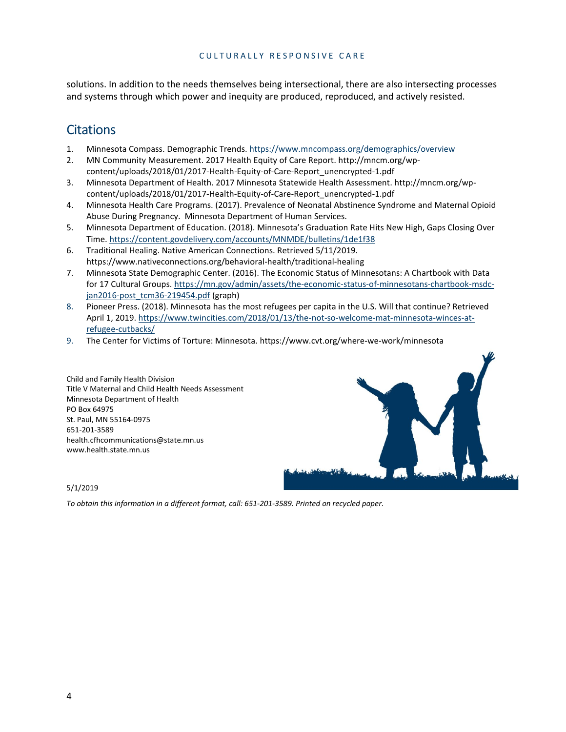solutions. In addition to the needs themselves being intersectional, there are also intersecting processes and systems through which power and inequity are produced, reproduced, and actively resisted.

## Citations

1. Minnesota Compass. Demographic Trends. https://www.mncompass.org/demographics/overview
2. MN Community Measurement. 2017 Health Equity of Care Report. http://mncm.org/wp-content/uploads/2018/01/2017-Health-Equity-of-Care-Report_unencrypted-1.pdf
3. Minnesota Department of Health. 2017 Minnesota Statewide Health Assessment. http://mncm.org/wp-content/uploads/2018/01/2017-Health-Equity-of-Care-Report_unencrypted-1.pdf
4. Minnesota Health Care Programs. (2017). Prevalence of Neonatal Abstinence Syndrome and Maternal Opioid Abuse During Pregnancy. Minnesota Department of Human Services.
5. Minnesota Department of Education. (2018). Minnesota's Graduation Rate Hits New High, Gaps Closing Over Time. https://content.govdelivery.com/accounts/MNMDE/bulletins/1de1f38
6. Traditional Healing. Native American Connections. Retrieved 5/11/2019. https://www.nativeconnections.org/behavioral-health/traditional-healing
7. Minnesota State Demographic Center. (2016). The Economic Status of Minnesotans: A Chartbook with Data for 17 Cultural Groups. https://mn.gov/admin/assets/the-economic-status-of-minnesotans-chartbook-msdc-jan2016-post_tcm36-219454.pdf (graph)
8. Pioneer Press. (2018). Minnesota has the most refugees per capita in the U.S. Will that continue? Retrieved April 1, 2019. https://www.twincities.com/2018/01/13/the-not-so-welcome-mat-minnesota-winces-at-refugee-cutbacks/
9. The Center for Victims of Torture: Minnesota. https://www.cvt.org/where-we-work/minnesota

Child and Family Health Division
Title V Maternal and Child Health Needs Assessment
Minnesota Department of Health
PO Box 64975
St. Paul, MN 55164-0975
651-201-3589
health.cfhcommunications@state.mn.us
www.health.state.mn.us

5/1/2019

*To obtain this information in a different format, call: 651-201-3589. Printed on recycled paper.*